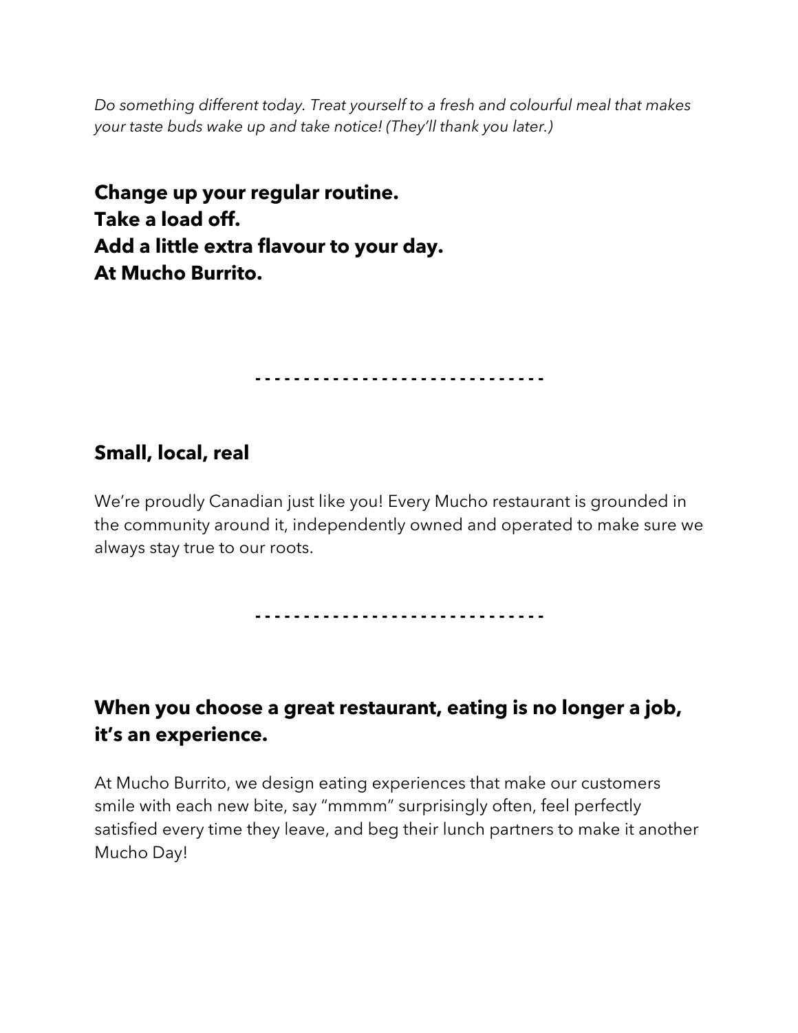*Do something different today. Treat yourself to a fresh and colourful meal that makes your taste buds wake up and take notice! (They'll thank you later.)*

**Change up your regular routine.**
**Take a load off.**
**Add a little extra flavour to your day.**
**At Mucho Burrito.**

- - - - - - - - - - - - - - - - - - - - - - - - - - - - - -

## Small, local, real

We're proudly Canadian just like you! Every Mucho restaurant is grounded in the community around it, independently owned and operated to make sure we always stay true to our roots.

- - - - - - - - - - - - - - - - - - - - - - - - - - - - - -

## When you choose a great restaurant, eating is no longer a job, it's an experience.

At Mucho Burrito, we design eating experiences that make our customers smile with each new bite, say "mmmm" surprisingly often, feel perfectly satisfied every time they leave, and beg their lunch partners to make it another Mucho Day!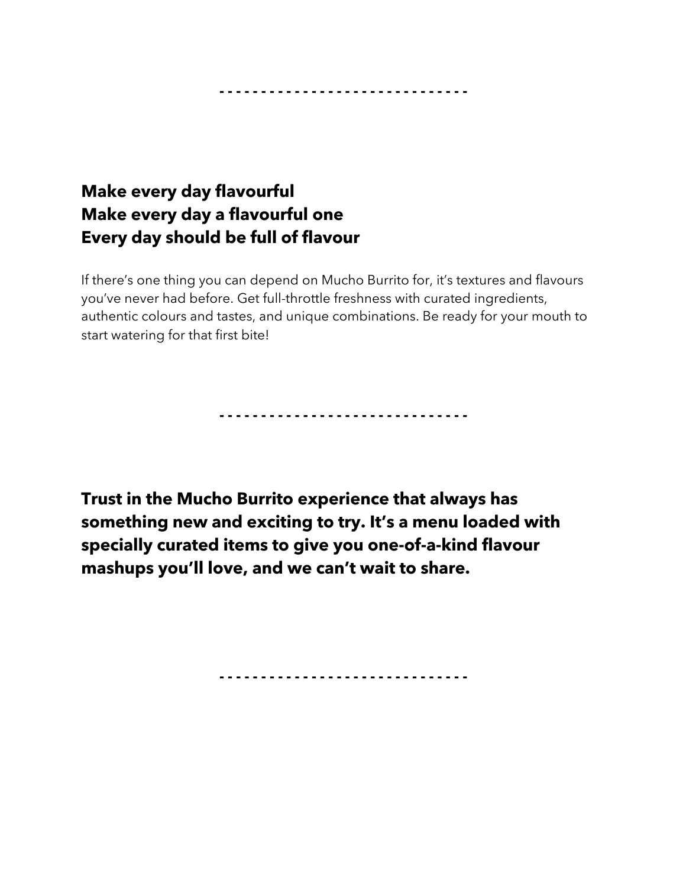- - - - - - - - - - - - - - - - - - - - - - - - - - - - - -

**Make every day flavourful**
**Make every day a flavourful one**
**Every day should be full of flavour**

If there's one thing you can depend on Mucho Burrito for, it's textures and flavours you've never had before. Get full-throttle freshness with curated ingredients, authentic colours and tastes, and unique combinations. Be ready for your mouth to start watering for that first bite!

- - - - - - - - - - - - - - - - - - - - - - - - - - - - - -

**Trust in the Mucho Burrito experience that always has something new and exciting to try. It's a menu loaded with specially curated items to give you one-of-a-kind flavour mashups you'll love, and we can't wait to share.**

- - - - - - - - - - - - - - - - - - - - - - - - - - - - - -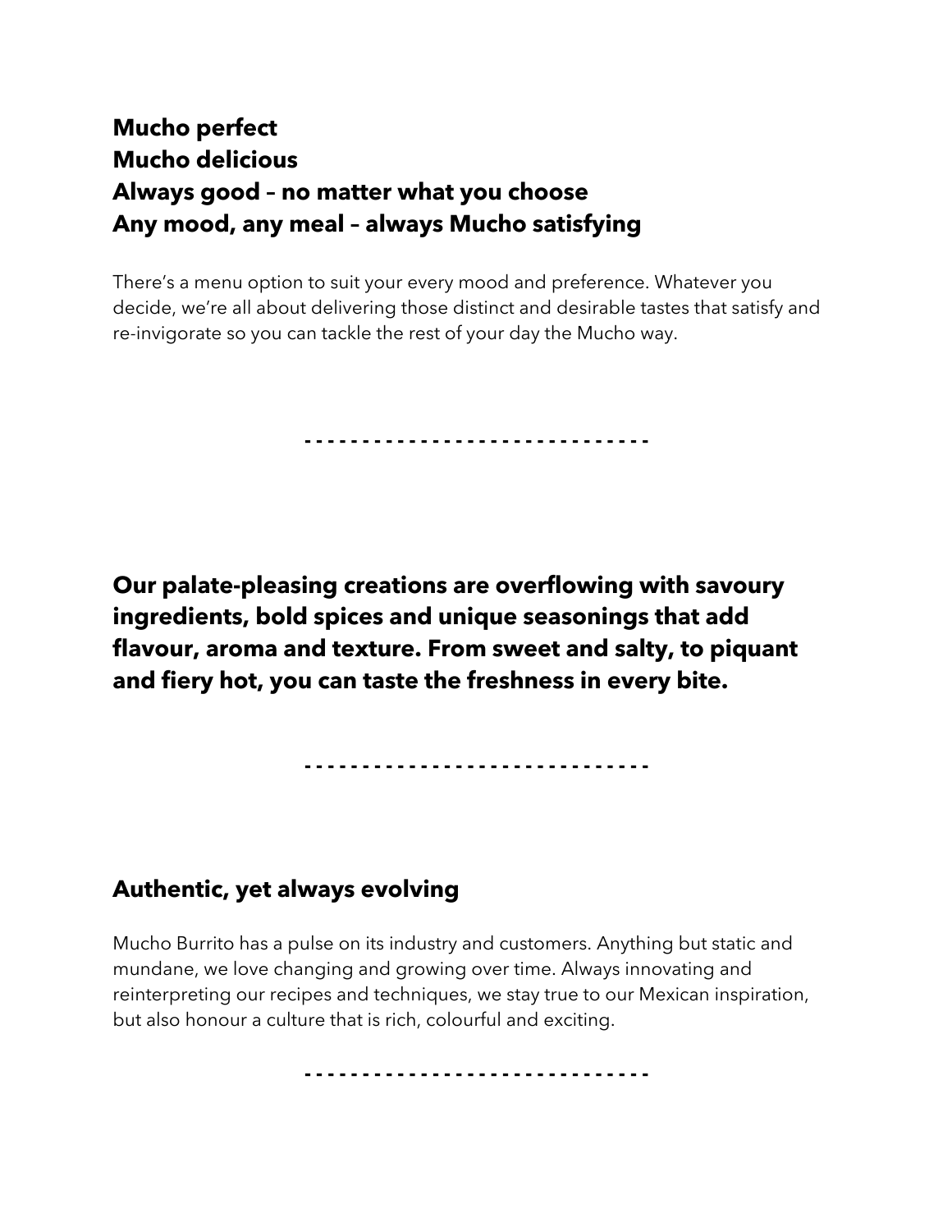**Mucho perfect**
**Mucho delicious**
**Always good – no matter what you choose**
**Any mood, any meal – always Mucho satisfying**

There's a menu option to suit your every mood and preference. Whatever you decide, we're all about delivering those distinct and desirable tastes that satisfy and re-invigorate so you can tackle the rest of your day the Mucho way.

- - - - - - - - - - - - - - - - - - - - - - - - - - - - - -

**Our palate-pleasing creations are overflowing with savoury ingredients, bold spices and unique seasonings that add flavour, aroma and texture. From sweet and salty, to piquant and fiery hot, you can taste the freshness in every bite.**

- - - - - - - - - - - - - - - - - - - - - - - - - - - - - -

## Authentic, yet always evolving

Mucho Burrito has a pulse on its industry and customers. Anything but static and mundane, we love changing and growing over time. Always innovating and reinterpreting our recipes and techniques, we stay true to our Mexican inspiration, but also honour a culture that is rich, colourful and exciting.

- - - - - - - - - - - - - - - - - - - - - - - - - - - - - -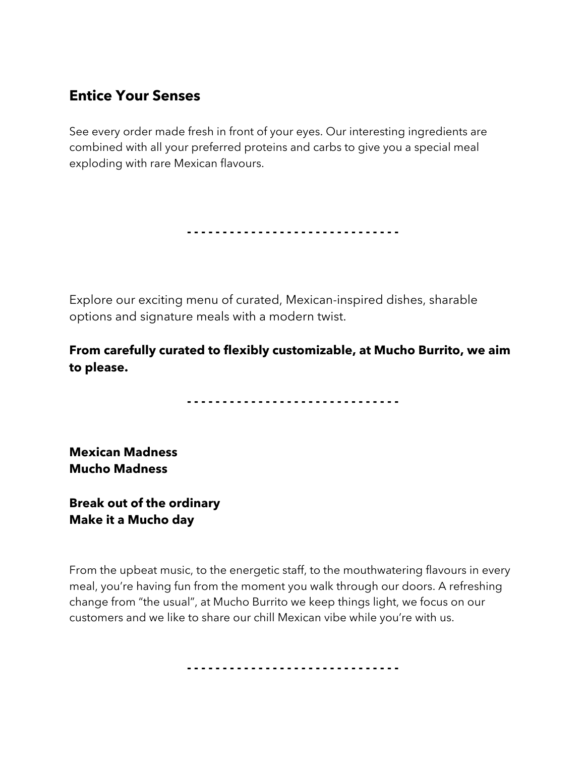## Entice Your Senses

See every order made fresh in front of your eyes. Our interesting ingredients are combined with all your preferred proteins and carbs to give you a special meal exploding with rare Mexican flavours.

- - - - - - - - - - - - - - - - - - - - - - - - - - - - - -

Explore our exciting menu of curated, Mexican-inspired dishes, sharable options and signature meals with a modern twist.

**From carefully curated to flexibly customizable, at Mucho Burrito, we aim to please.**

- - - - - - - - - - - - - - - - - - - - - - - - - - - - - -

**Mexican Madness**
**Mucho Madness**

**Break out of the ordinary**
**Make it a Mucho day**

From the upbeat music, to the energetic staff, to the mouthwatering flavours in every meal, you're having fun from the moment you walk through our doors. A refreshing change from "the usual", at Mucho Burrito we keep things light, we focus on our customers and we like to share our chill Mexican vibe while you're with us.

- - - - - - - - - - - - - - - - - - - - - - - - - - - - - -